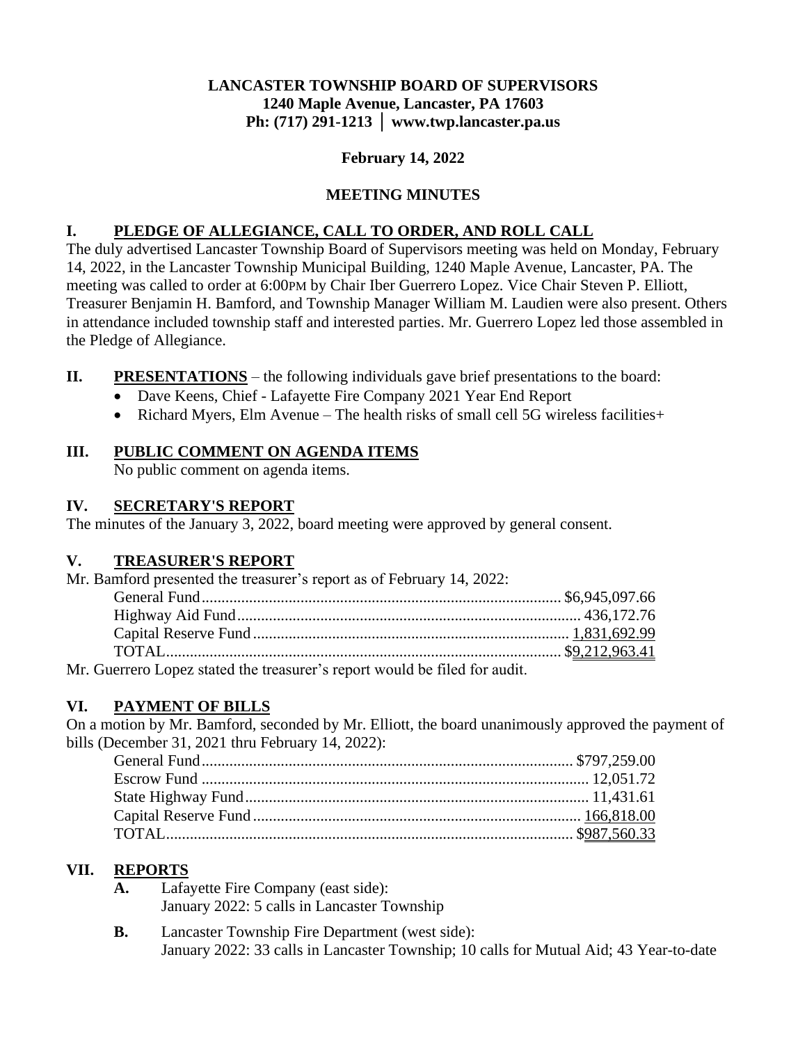**LANCASTER TOWNSHIP BOARD OF SUPERVISORS**
**1240 Maple Avenue, Lancaster, PA 17603**
**Ph: (717) 291-1213 │ www.twp.lancaster.pa.us**

**February 14, 2022**

**MEETING MINUTES**

## I. PLEDGE OF ALLEGIANCE, CALL TO ORDER, AND ROLL CALL

The duly advertised Lancaster Township Board of Supervisors meeting was held on Monday, February 14, 2022, in the Lancaster Township Municipal Building, 1240 Maple Avenue, Lancaster, PA. The meeting was called to order at 6:00PM by Chair Iber Guerrero Lopez. Vice Chair Steven P. Elliott, Treasurer Benjamin H. Bamford, and Township Manager William M. Laudien were also present. Others in attendance included township staff and interested parties. Mr. Guerrero Lopez led those assembled in the Pledge of Allegiance.

## II. PRESENTATIONS – the following individuals gave brief presentations to the board:

- Dave Keens, Chief - Lafayette Fire Company 2021 Year End Report
- Richard Myers, Elm Avenue – The health risks of small cell 5G wireless facilities+

## III. PUBLIC COMMENT ON AGENDA ITEMS

No public comment on agenda items.

## IV. SECRETARY'S REPORT

The minutes of the January 3, 2022, board meeting were approved by general consent.

## V. TREASURER'S REPORT

Mr. Bamford presented the treasurer's report as of February 14, 2022:

| Fund | Amount |
|---|---|
| General Fund | $6,945,097.66 |
| Highway Aid Fund | 436,172.76 |
| Capital Reserve Fund | 1,831,692.99 |
| TOTAL | $9,212,963.41 |

Mr. Guerrero Lopez stated the treasurer's report would be filed for audit.

## VI. PAYMENT OF BILLS

On a motion by Mr. Bamford, seconded by Mr. Elliott, the board unanimously approved the payment of bills (December 31, 2021 thru February 14, 2022):

| Fund | Amount |
|---|---|
| General Fund | $797,259.00 |
| Escrow Fund | 12,051.72 |
| State Highway Fund | 11,431.61 |
| Capital Reserve Fund | 166,818.00 |
| TOTAL | $987,560.33 |

## VII. REPORTS

**A.** Lafayette Fire Company (east side):
January 2022: 5 calls in Lancaster Township

**B.** Lancaster Township Fire Department (west side):
January 2022: 33 calls in Lancaster Township; 10 calls for Mutual Aid; 43 Year-to-date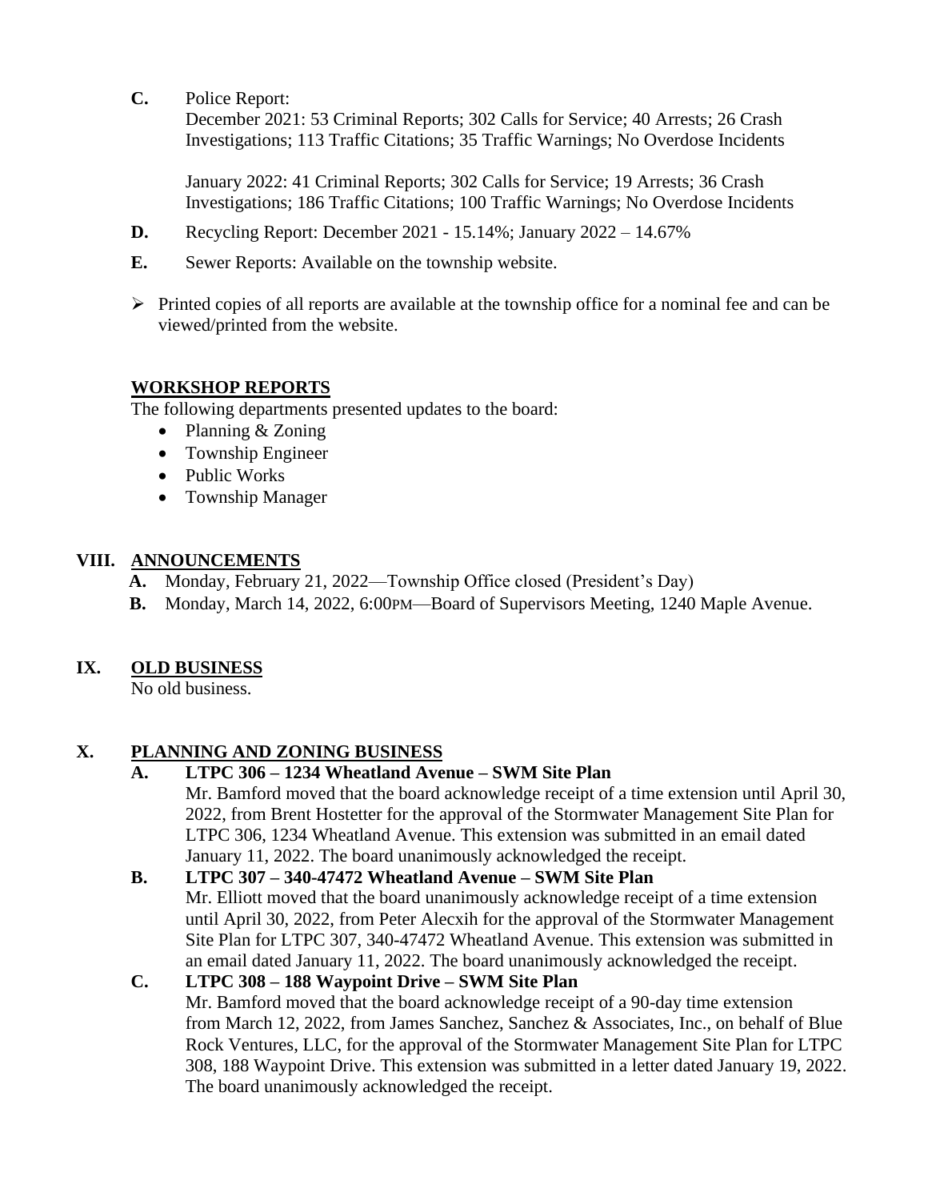**C.** Police Report:

December 2021: 53 Criminal Reports; 302 Calls for Service; 40 Arrests; 26 Crash Investigations; 113 Traffic Citations; 35 Traffic Warnings; No Overdose Incidents

January 2022: 41 Criminal Reports; 302 Calls for Service; 19 Arrests; 36 Crash Investigations; 186 Traffic Citations; 100 Traffic Warnings; No Overdose Incidents

**D.** Recycling Report: December 2021 - 15.14%; January 2022 – 14.67%

**E.** Sewer Reports: Available on the township website.

- Printed copies of all reports are available at the township office for a nominal fee and can be viewed/printed from the website.

**WORKSHOP REPORTS**

The following departments presented updates to the board:

- Planning & Zoning
- Township Engineer
- Public Works
- Township Manager

## VIII. ANNOUNCEMENTS

**A.** Monday, February 21, 2022—Township Office closed (President's Day)

**B.** Monday, March 14, 2022, 6:00PM—Board of Supervisors Meeting, 1240 Maple Avenue.

## IX. OLD BUSINESS

No old business.

## X. PLANNING AND ZONING BUSINESS

**A. LTPC 306 – 1234 Wheatland Avenue – SWM Site Plan**

Mr. Bamford moved that the board acknowledge receipt of a time extension until April 30, 2022, from Brent Hostetter for the approval of the Stormwater Management Site Plan for LTPC 306, 1234 Wheatland Avenue. This extension was submitted in an email dated January 11, 2022. The board unanimously acknowledged the receipt.

**B. LTPC 307 – 340-47472 Wheatland Avenue – SWM Site Plan**

Mr. Elliott moved that the board unanimously acknowledge receipt of a time extension until April 30, 2022, from Peter Alecxih for the approval of the Stormwater Management Site Plan for LTPC 307, 340-47472 Wheatland Avenue. This extension was submitted in an email dated January 11, 2022. The board unanimously acknowledged the receipt.

**C. LTPC 308 – 188 Waypoint Drive – SWM Site Plan**

Mr. Bamford moved that the board acknowledge receipt of a 90-day time extension from March 12, 2022, from James Sanchez, Sanchez & Associates, Inc., on behalf of Blue Rock Ventures, LLC, for the approval of the Stormwater Management Site Plan for LTPC 308, 188 Waypoint Drive. This extension was submitted in a letter dated January 19, 2022. The board unanimously acknowledged the receipt.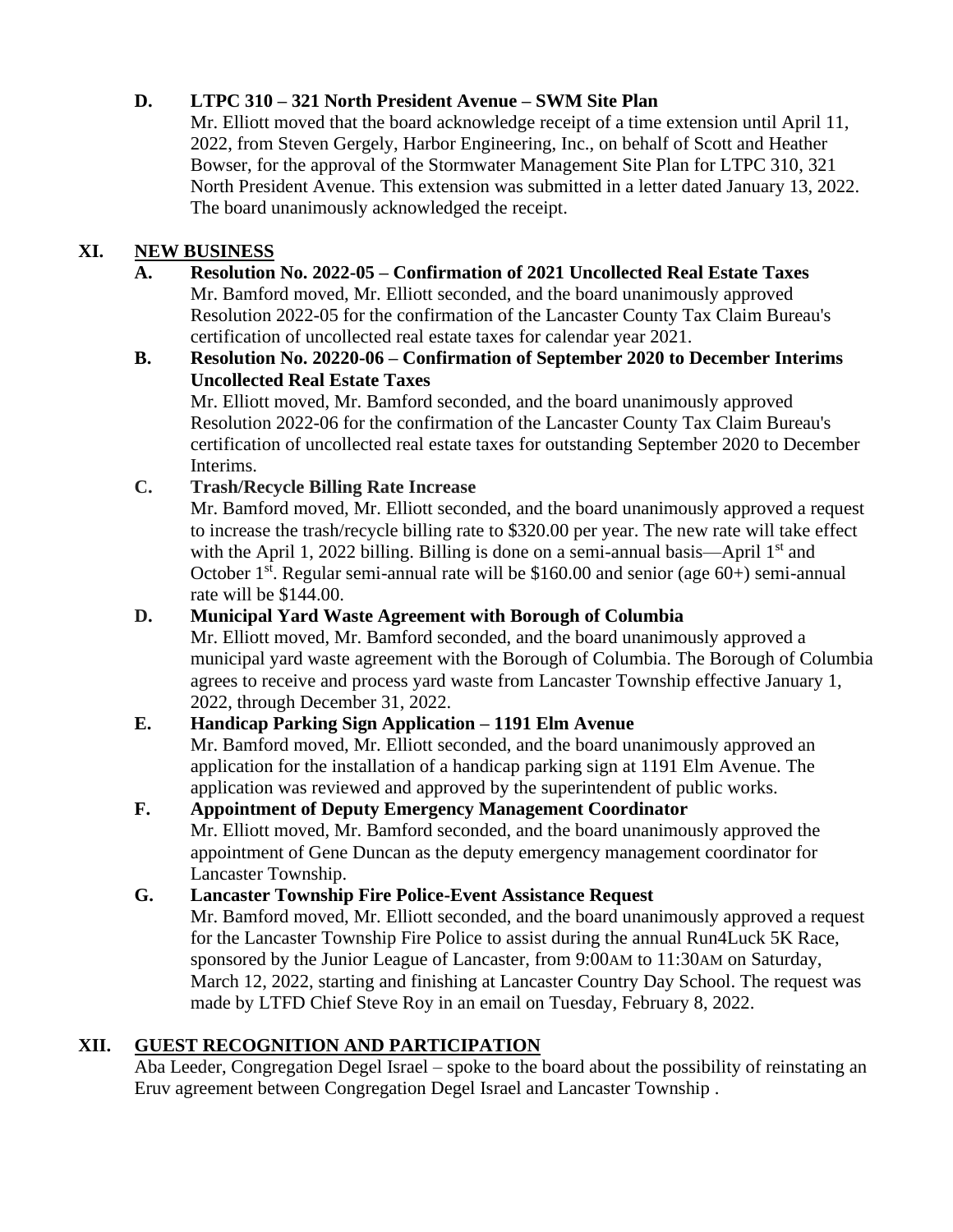**D. LTPC 310 – 321 North President Avenue – SWM Site Plan**

Mr. Elliott moved that the board acknowledge receipt of a time extension until April 11, 2022, from Steven Gergely, Harbor Engineering, Inc., on behalf of Scott and Heather Bowser, for the approval of the Stormwater Management Site Plan for LTPC 310, 321 North President Avenue. This extension was submitted in a letter dated January 13, 2022. The board unanimously acknowledged the receipt.

## XI. NEW BUSINESS

**A. Resolution No. 2022-05 – Confirmation of 2021 Uncollected Real Estate Taxes**

Mr. Bamford moved, Mr. Elliott seconded, and the board unanimously approved Resolution 2022-05 for the confirmation of the Lancaster County Tax Claim Bureau's certification of uncollected real estate taxes for calendar year 2021.

**B. Resolution No. 20220-06 – Confirmation of September 2020 to December Interims Uncollected Real Estate Taxes**

Mr. Elliott moved, Mr. Bamford seconded, and the board unanimously approved Resolution 2022-06 for the confirmation of the Lancaster County Tax Claim Bureau's certification of uncollected real estate taxes for outstanding September 2020 to December Interims.

**C. Trash/Recycle Billing Rate Increase**

Mr. Bamford moved, Mr. Elliott seconded, and the board unanimously approved a request to increase the trash/recycle billing rate to $320.00 per year. The new rate will take effect with the April 1, 2022 billing. Billing is done on a semi-annual basis—April 1st and October 1st. Regular semi-annual rate will be $160.00 and senior (age 60+) semi-annual rate will be $144.00.

**D. Municipal Yard Waste Agreement with Borough of Columbia**

Mr. Elliott moved, Mr. Bamford seconded, and the board unanimously approved a municipal yard waste agreement with the Borough of Columbia. The Borough of Columbia agrees to receive and process yard waste from Lancaster Township effective January 1, 2022, through December 31, 2022.

**E. Handicap Parking Sign Application – 1191 Elm Avenue**

Mr. Bamford moved, Mr. Elliott seconded, and the board unanimously approved an application for the installation of a handicap parking sign at 1191 Elm Avenue. The application was reviewed and approved by the superintendent of public works.

**F. Appointment of Deputy Emergency Management Coordinator**

Mr. Elliott moved, Mr. Bamford seconded, and the board unanimously approved the appointment of Gene Duncan as the deputy emergency management coordinator for Lancaster Township.

**G. Lancaster Township Fire Police-Event Assistance Request**

Mr. Bamford moved, Mr. Elliott seconded, and the board unanimously approved a request for the Lancaster Township Fire Police to assist during the annual Run4Luck 5K Race, sponsored by the Junior League of Lancaster, from 9:00AM to 11:30AM on Saturday, March 12, 2022, starting and finishing at Lancaster Country Day School. The request was made by LTFD Chief Steve Roy in an email on Tuesday, February 8, 2022.

## XII. GUEST RECOGNITION AND PARTICIPATION

Aba Leeder, Congregation Degel Israel – spoke to the board about the possibility of reinstating an Eruv agreement between Congregation Degel Israel and Lancaster Township .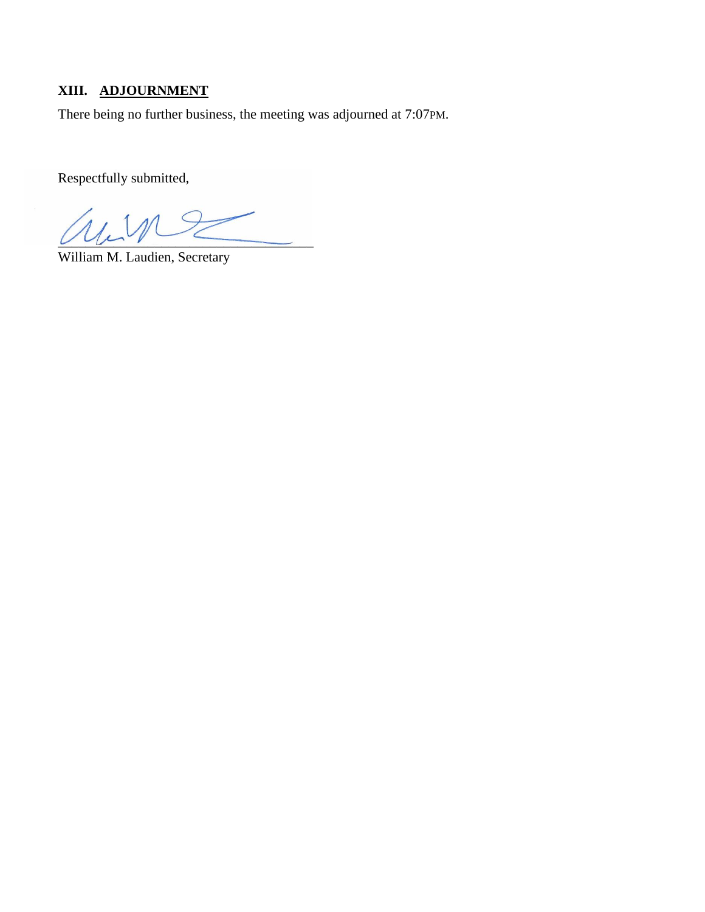## XIII. ADJOURNMENT

There being no further business, the meeting was adjourned at 7:07PM.

Respectfully submitted,

William M. Laudien, Secretary